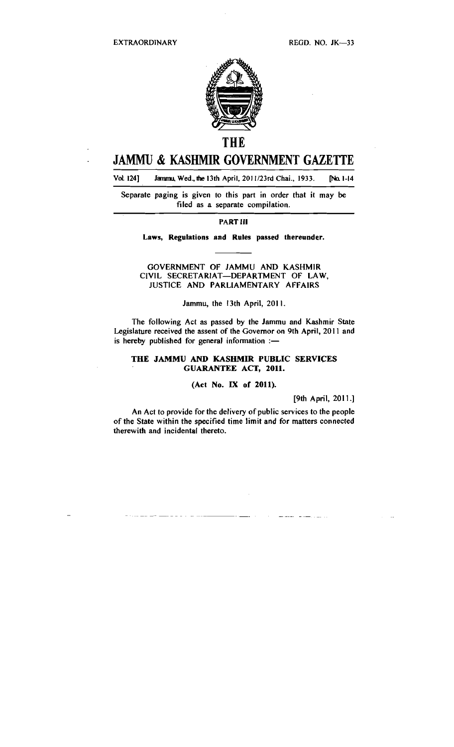EXTRAORDINARY

REGD. NO. JK—33

# THE

# JAMMU & KASHMIR GOVERNMENT GAZETTE

Vol. 124] Jammu, Wed., the 13th April, 2011/23rd Chai., 1933. [No. 1-14

Separate paging is given to this part in order that it may be filed as a separate compilation.

## PART III

**Laws, Regulations and Rules passed thereunder.**

GOVERNMENT OF JAMMU AND KASHMIR
CIVIL SECRETARIAT—DEPARTMENT OF LAW, JUSTICE AND PARLIAMENTARY AFFAIRS

Jammu, the 13th April, 2011.

The following Act as passed by the Jammu and Kashmir State Legislature received the assent of the Governor on 9th April, 2011 and is hereby published for general information :—

### THE JAMMU AND KASHMIR PUBLIC SERVICES GUARANTEE ACT, 2011.

**(Act No. IX of 2011).**

[9th April, 2011.]

An Act to provide for the delivery of public services to the people of the State within the specified time limit and for matters connected therewith and incidental thereto.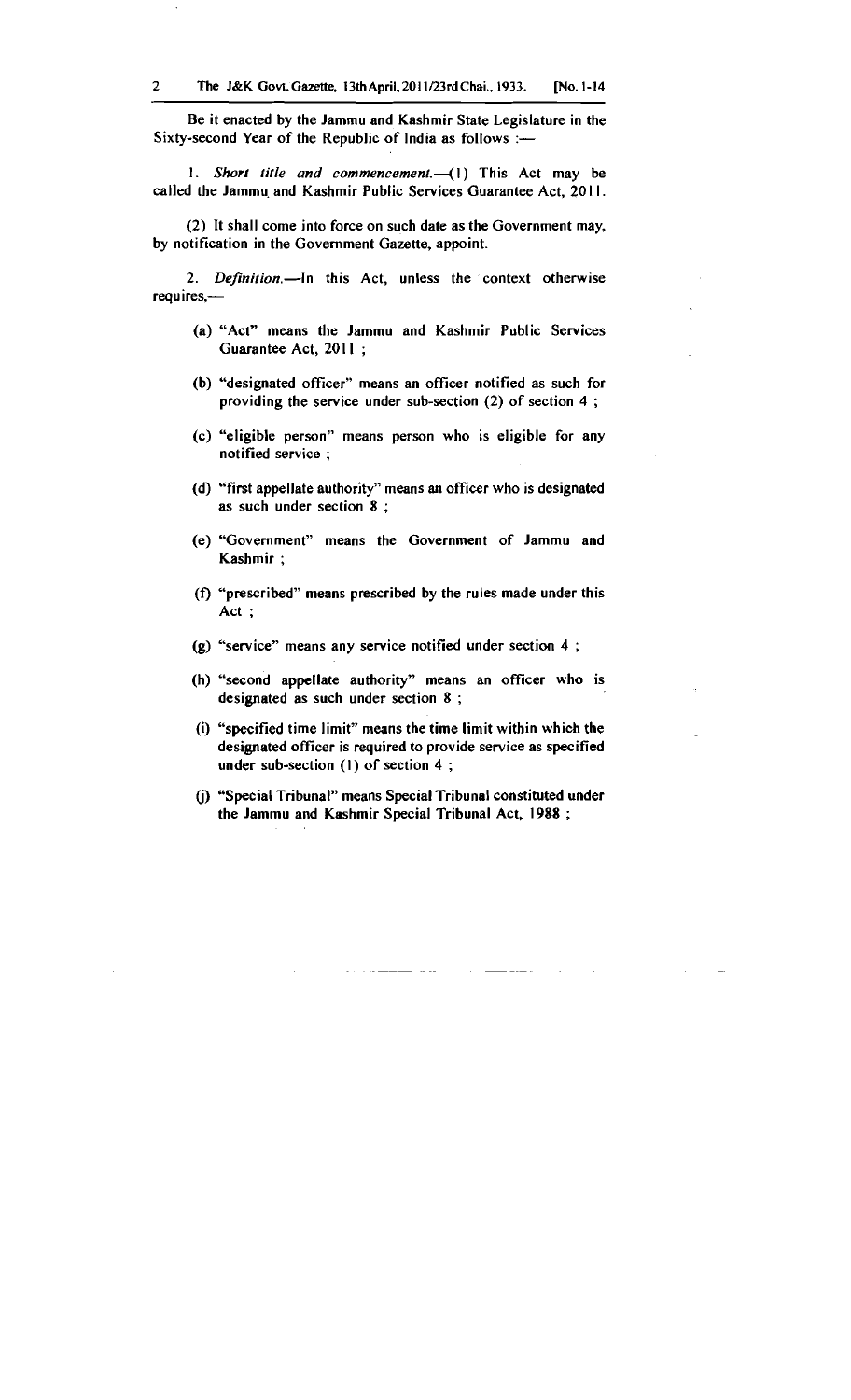Be it enacted by the Jammu and Kashmir State Legislature in the Sixty-second Year of the Republic of India as follows :—

1. *Short title and commencement.*—(1) This Act may be called the Jammu and Kashmir Public Services Guarantee Act, 2011.

(2) It shall come into force on such date as the Government may, by notification in the Government Gazette, appoint.

2. *Definition.*—In this Act, unless the context otherwise requires,—

(a) "Act" means the Jammu and Kashmir Public Services Guarantee Act, 2011 ;

(b) "designated officer" means an officer notified as such for providing the service under sub-section (2) of section 4 ;

(c) "eligible person" means person who is eligible for any notified service ;

(d) "first appellate authority" means an officer who is designated as such under section 8 ;

(e) "Government" means the Government of Jammu and Kashmir ;

(f) "prescribed" means prescribed by the rules made under this Act ;

(g) "service" means any service notified under section 4 ;

(h) "second appellate authority" means an officer who is designated as such under section 8 ;

(i) "specified time limit" means the time limit within which the designated officer is required to provide service as specified under sub-section (1) of section 4 ;

(j) "Special Tribunal" means Special Tribunal constituted under the Jammu and Kashmir Special Tribunal Act, 1988 ;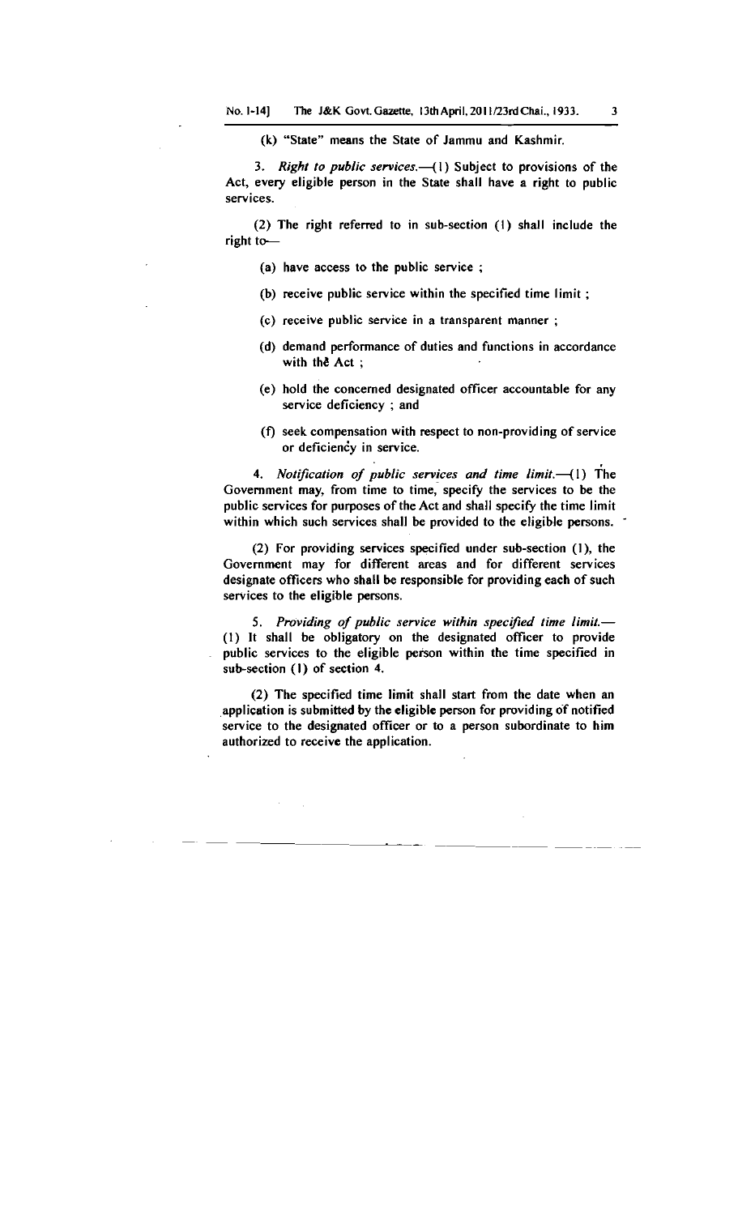(k) "State" means the State of Jammu and Kashmir.

3. *Right to public services.*—(1) Subject to provisions of the Act, every eligible person in the State shall have a right to public services.

(2) The right referred to in sub-section (1) shall include the right to—

(a) have access to the public service ;

(b) receive public service within the specified time limit ;

(c) receive public service in a transparent manner ;

(d) demand performance of duties and functions in accordance with the Act ;

(e) hold the concerned designated officer accountable for any service deficiency ; and

(f) seek compensation with respect to non-providing of service or deficiency in service.

4. *Notification of public services and time limit.*—(1) The Government may, from time to time, specify the services to be the public services for purposes of the Act and shall specify the time limit within which such services shall be provided to the eligible persons.

(2) For providing services specified under sub-section (1), the Government may for different areas and for different services designate officers who shall be responsible for providing each of such services to the eligible persons.

5. *Providing of public service within specified time limit.*—(1) It shall be obligatory on the designated officer to provide public services to the eligible person within the time specified in sub-section (1) of section 4.

(2) The specified time limit shall start from the date when an application is submitted by the eligible person for providing of notified service to the designated officer or to a person subordinate to him authorized to receive the application.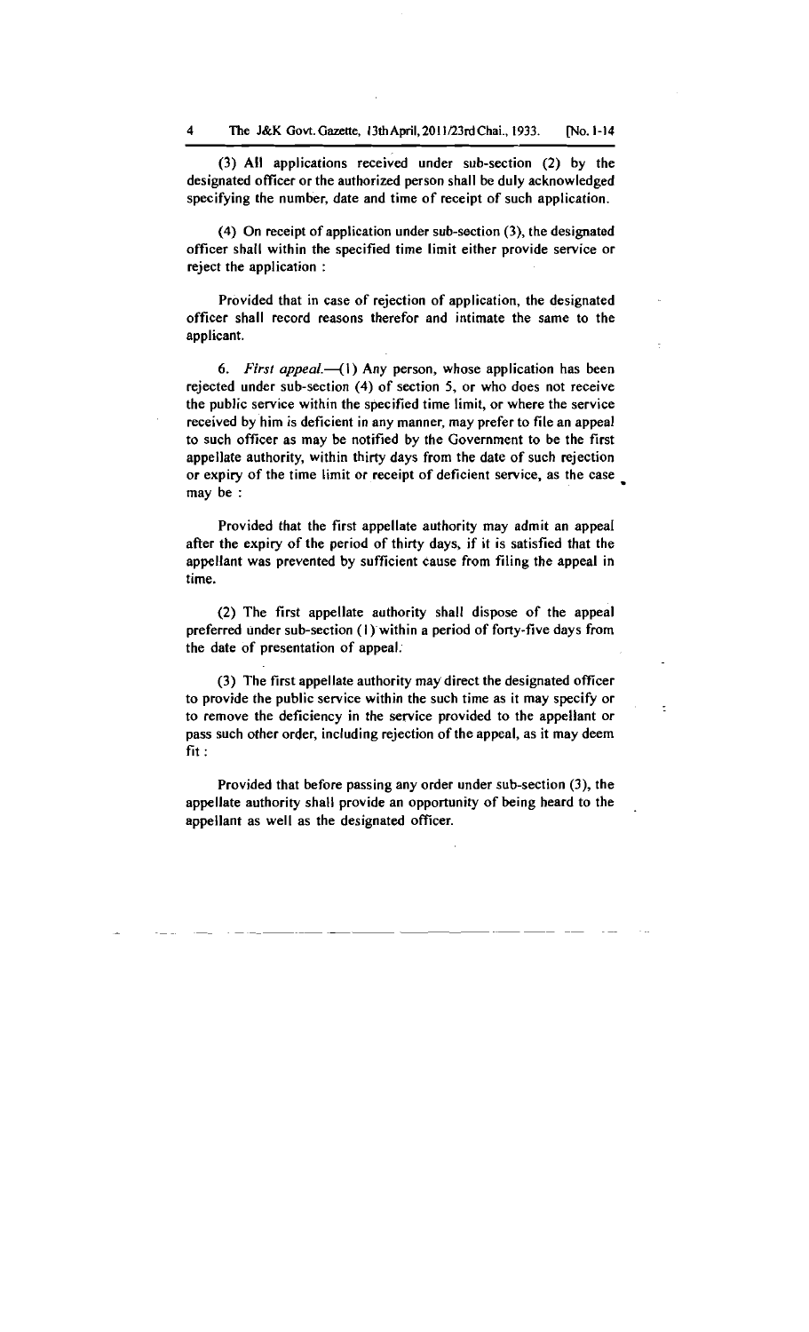(3) All applications received under sub-section (2) by the designated officer or the authorized person shall be duly acknowledged specifying the number, date and time of receipt of such application.

(4) On receipt of application under sub-section (3), the designated officer shall within the specified time limit either provide service or reject the application :

Provided that in case of rejection of application, the designated officer shall record reasons therefor and intimate the same to the applicant.

6. *First appeal.*—(1) Any person, whose application has been rejected under sub-section (4) of section 5, or who does not receive the public service within the specified time limit, or where the service received by him is deficient in any manner, may prefer to file an appeal to such officer as may be notified by the Government to be the first appellate authority, within thirty days from the date of such rejection or expiry of the time limit or receipt of deficient service, as the case may be :

Provided that the first appellate authority may admit an appeal after the expiry of the period of thirty days, if it is satisfied that the appellant was prevented by sufficient cause from filing the appeal in time.

(2) The first appellate authority shall dispose of the appeal preferred under sub-section (1) within a period of forty-five days from the date of presentation of appeal.

(3) The first appellate authority may direct the designated officer to provide the public service within the such time as it may specify or to remove the deficiency in the service provided to the appellant or pass such other order, including rejection of the appeal, as it may deem fit :

Provided that before passing any order under sub-section (3), the appellate authority shall provide an opportunity of being heard to the appellant as well as the designated officer.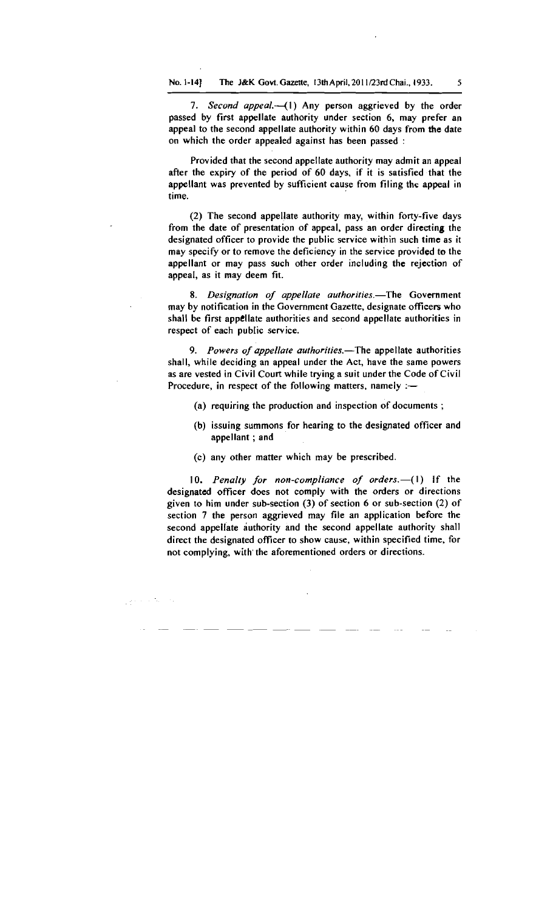7. *Second appeal.*—(1) Any person aggrieved by the order passed by first appellate authority under section 6, may prefer an appeal to the second appellate authority within 60 days from the date on which the order appealed against has been passed :

Provided that the second appellate authority may admit an appeal after the expiry of the period of 60 days, if it is satisfied that the appellant was prevented by sufficient cause from filing the appeal in time.

(2) The second appellate authority may, within forty-five days from the date of presentation of appeal, pass an order directing the designated officer to provide the public service within such time as it may specify or to remove the deficiency in the service provided to the appellant or may pass such other order including the rejection of appeal, as it may deem fit.

8. *Designation of appellate authorities.*—The Government may by notification in the Government Gazette, designate officers who shall be first appellate authorities and second appellate authorities in respect of each public service.

9. *Powers of appellate authorities.*—The appellate authorities shall, while deciding an appeal under the Act, have the same powers as are vested in Civil Court while trying a suit under the Code of Civil Procedure, in respect of the following matters, namely :—

(a) requiring the production and inspection of documents ;

(b) issuing summons for hearing to the designated officer and appellant ; and

(c) any other matter which may be prescribed.

10. *Penalty for non-compliance of orders.*—(1) If the designated officer does not comply with the orders or directions given to him under sub-section (3) of section 6 or sub-section (2) of section 7 the person aggrieved may file an application before the second appellate authority and the second appellate authority shall direct the designated officer to show cause, within specified time, for not complying, with the aforementioned orders or directions.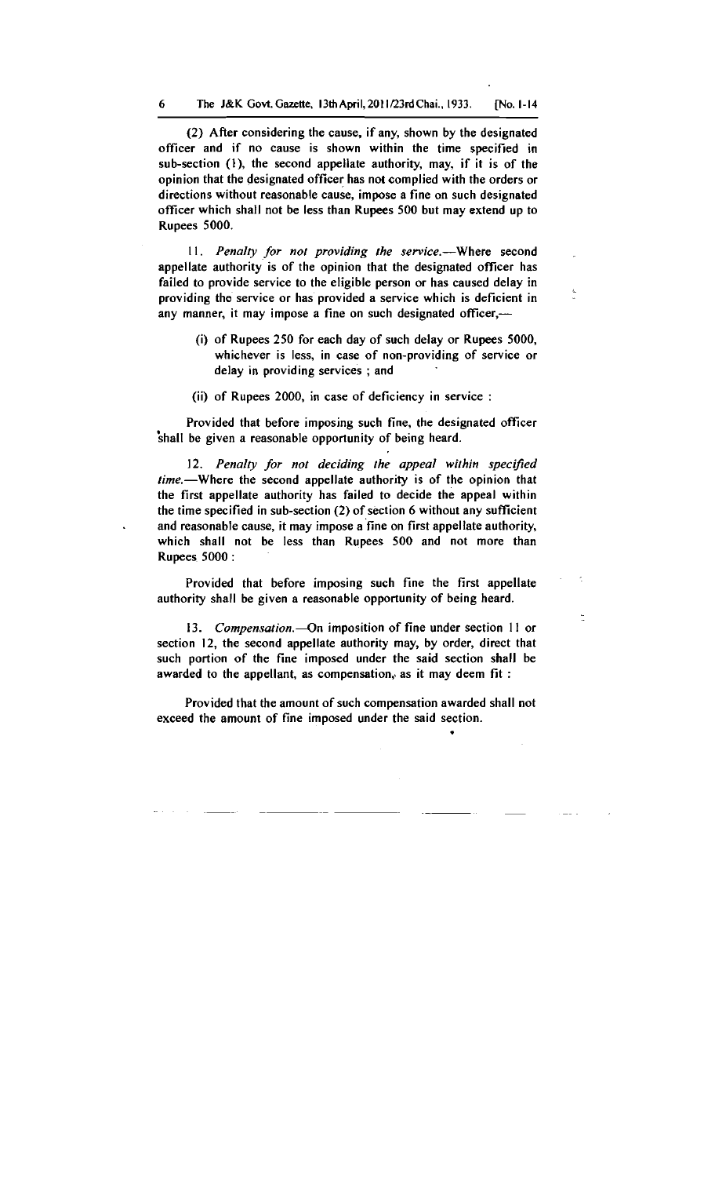(2) After considering the cause, if any, shown by the designated officer and if no cause is shown within the time specified in sub-section (1), the second appellate authority, may, if it is of the opinion that the designated officer has not complied with the orders or directions without reasonable cause, impose a fine on such designated officer which shall not be less than Rupees 500 but may extend up to Rupees 5000.

11. *Penalty for not providing the service.*—Where second appellate authority is of the opinion that the designated officer has failed to provide service to the eligible person or has caused delay in providing the service or has provided a service which is deficient in any manner, it may impose a fine on such designated officer,—

(i) of Rupees 250 for each day of such delay or Rupees 5000, whichever is less, in case of non-providing of service or delay in providing services ; and

(ii) of Rupees 2000, in case of deficiency in service :

Provided that before imposing such fine, the designated officer shall be given a reasonable opportunity of being heard.

12. *Penalty for not deciding the appeal within specified time.*—Where the second appellate authority is of the opinion that the first appellate authority has failed to decide the appeal within the time specified in sub-section (2) of section 6 without any sufficient and reasonable cause, it may impose a fine on first appellate authority, which shall not be less than Rupees 500 and not more than Rupees 5000 :

Provided that before imposing such fine the first appellate authority shall be given a reasonable opportunity of being heard.

13. *Compensation.*—On imposition of fine under section 11 or section 12, the second appellate authority may, by order, direct that such portion of the fine imposed under the said section shall be awarded to the appellant, as compensation, as it may deem fit :

Provided that the amount of such compensation awarded shall not exceed the amount of fine imposed under the said section.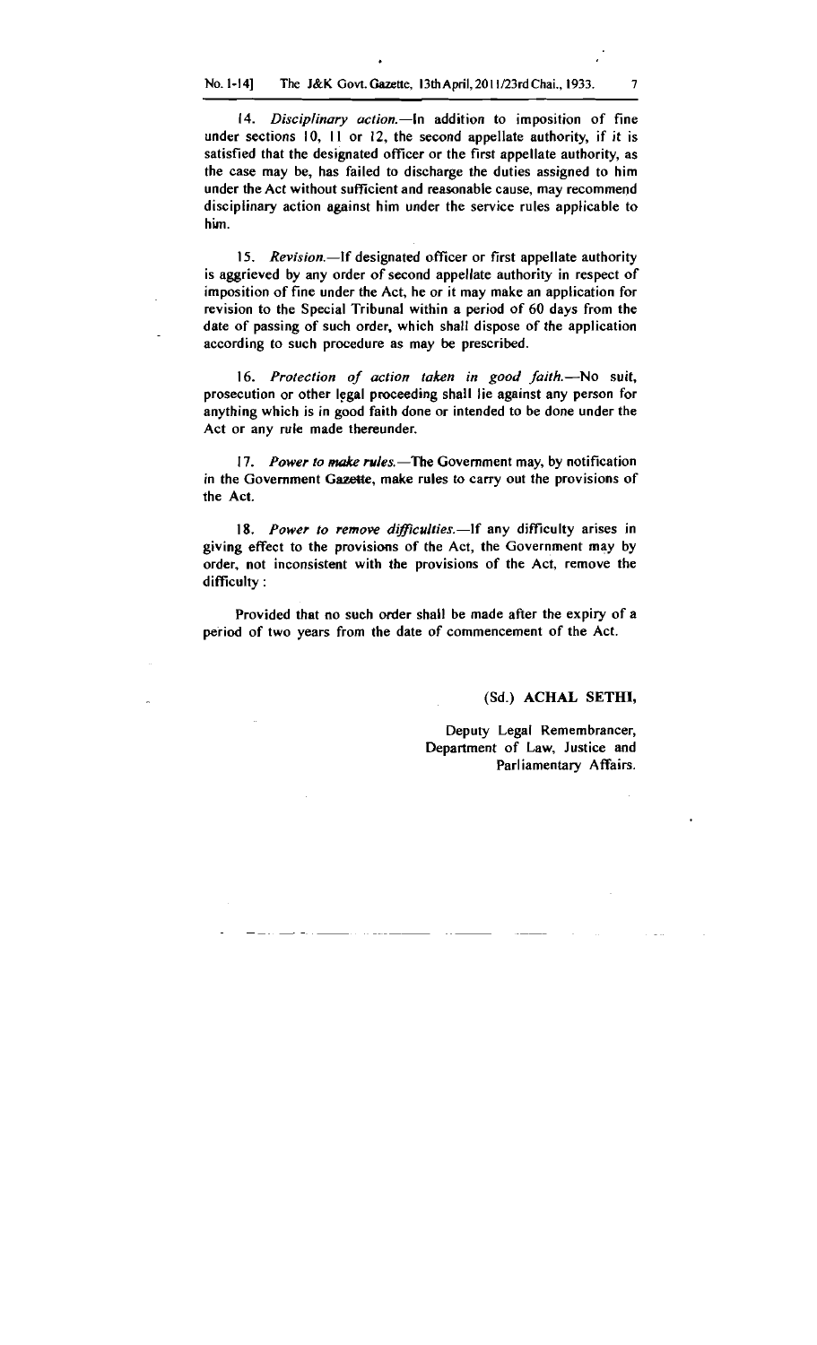14. *Disciplinary action.*—In addition to imposition of fine under sections 10, 11 or 12, the second appellate authority, if it is satisfied that the designated officer or the first appellate authority, as the case may be, has failed to discharge the duties assigned to him under the Act without sufficient and reasonable cause, may recommend disciplinary action against him under the service rules applicable to him.

15. *Revision.*—If designated officer or first appellate authority is aggrieved by any order of second appellate authority in respect of imposition of fine under the Act, he or it may make an application for revision to the Special Tribunal within a period of 60 days from the date of passing of such order, which shall dispose of the application according to such procedure as may be prescribed.

16. *Protection of action taken in good faith.*—No suit, prosecution or other legal proceeding shall lie against any person for anything which is in good faith done or intended to be done under the Act or any rule made thereunder.

17. *Power to make rules.*—The Government may, by notification in the Government Gazette, make rules to carry out the provisions of the Act.

18. *Power to remove difficulties.*—If any difficulty arises in giving effect to the provisions of the Act, the Government may by order, not inconsistent with the provisions of the Act, remove the difficulty :

Provided that no such order shall be made after the expiry of a period of two years from the date of commencement of the Act.

(Sd.) **ACHAL SETHI,**

Deputy Legal Remembrancer,
Department of Law, Justice and
Parliamentary Affairs.